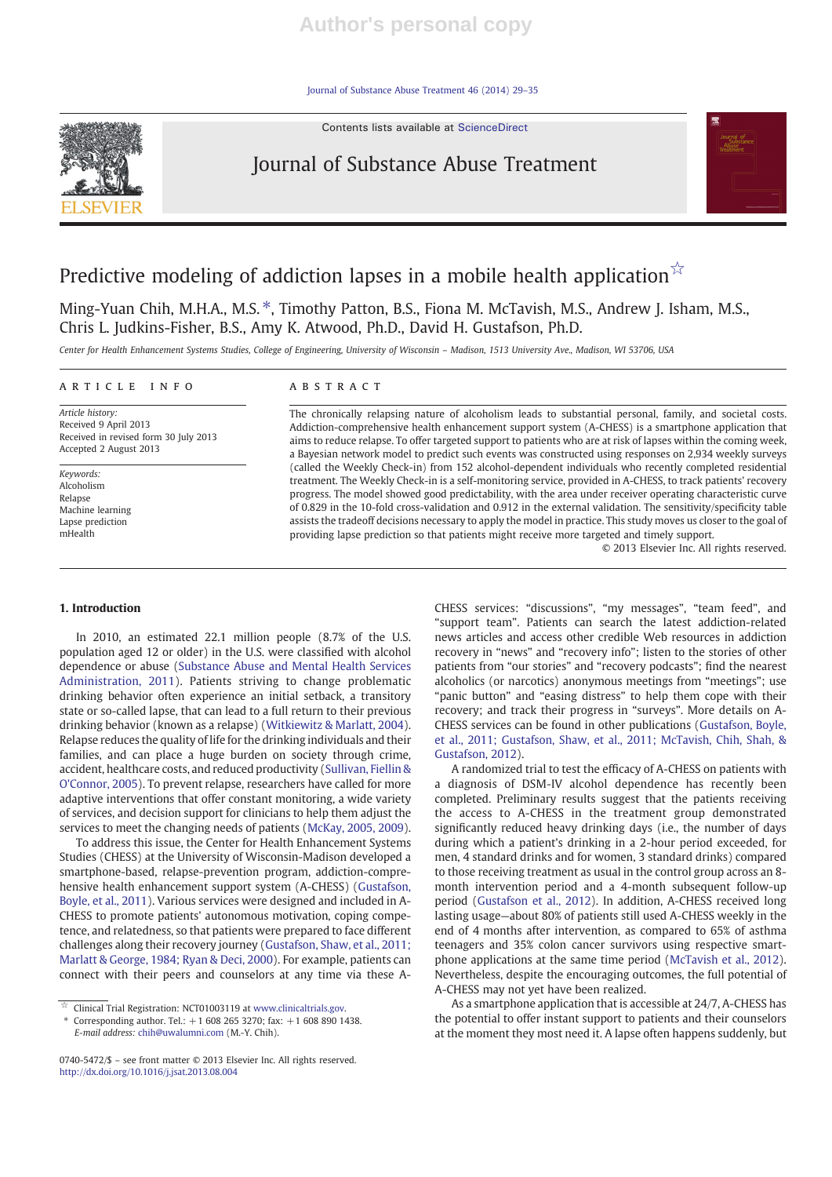# Predictive modeling of addiction lapses in a mobile health application ☆

Ming-Yuan Chih, M.H.A., M.S. *, Timothy Patton, B.S., Fiona M. McTavish, M.S., Andrew J. Isham, M.S., Chris L. Judkins-Fisher, B.S., Amy K. Atwood, Ph.D., David H. Gustafson, Ph.D.

*Center for Health Enhancement Systems Studies, College of Engineering, University of Wisconsin – Madison, 1513 University Ave., Madison, WI 53706, USA*

## ARTICLE INFO

*Article history:*
Received 9 April 2013
Received in revised form 30 July 2013
Accepted 2 August 2013

*Keywords:*
Alcoholism
Relapse
Machine learning
Lapse prediction
mHealth

## ABSTRACT

The chronically relapsing nature of alcoholism leads to substantial personal, family, and societal costs. Addiction-comprehensive health enhancement support system (A-CHESS) is a smartphone application that aims to reduce relapse. To offer targeted support to patients who are at risk of lapses within the coming week, a Bayesian network model to predict such events was constructed using responses on 2,934 weekly surveys (called the Weekly Check-in) from 152 alcohol-dependent individuals who recently completed residential treatment. The Weekly Check-in is a self-monitoring service, provided in A-CHESS, to track patients' recovery progress. The model showed good predictability, with the area under receiver operating characteristic curve of 0.829 in the 10-fold cross-validation and 0.912 in the external validation. The sensitivity/specificity table assists the tradeoff decisions necessary to apply the model in practice. This study moves us closer to the goal of providing lapse prediction so that patients might receive more targeted and timely support.

© 2013 Elsevier Inc. All rights reserved.

## 1. Introduction

In 2010, an estimated 22.1 million people (8.7% of the U.S. population aged 12 or older) in the U.S. were classified with alcohol dependence or abuse (Substance Abuse and Mental Health Services Administration, 2011). Patients striving to change problematic drinking behavior often experience an initial setback, a transitory state or so-called lapse, that can lead to a full return to their previous drinking behavior (known as a relapse) (Witkiewitz & Marlatt, 2004). Relapse reduces the quality of life for the drinking individuals and their families, and can place a huge burden on society through crime, accident, healthcare costs, and reduced productivity (Sullivan, Fiellin & O'Connor, 2005). To prevent relapse, researchers have called for more adaptive interventions that offer constant monitoring, a wide variety of services, and decision support for clinicians to help them adjust the services to meet the changing needs of patients (McKay, 2005, 2009).

To address this issue, the Center for Health Enhancement Systems Studies (CHESS) at the University of Wisconsin-Madison developed a smartphone-based, relapse-prevention program, addiction-comprehensive health enhancement support system (A-CHESS) (Gustafson, Boyle, et al., 2011). Various services were designed and included in A-CHESS to promote patients' autonomous motivation, coping competence, and relatedness, so that patients were prepared to face different challenges along their recovery journey (Gustafson, Shaw, et al., 2011; Marlatt & George, 1984; Ryan & Deci, 2000). For example, patients can connect with their peers and counselors at any time via these A-CHESS services: "discussions", "my messages", "team feed", and "support team". Patients can search the latest addiction-related news articles and access other credible Web resources in addiction recovery in "news" and "recovery info"; listen to the stories of other patients from "our stories" and "recovery podcasts"; find the nearest alcoholics (or narcotics) anonymous meetings from "meetings"; use "panic button" and "easing distress" to help them cope with their recovery; and track their progress in "surveys". More details on A-CHESS services can be found in other publications (Gustafson, Boyle, et al., 2011; Gustafson, Shaw, et al., 2011; McTavish, Chih, Shah, & Gustafson, 2012).

A randomized trial to test the efficacy of A-CHESS on patients with a diagnosis of DSM-IV alcohol dependence has recently been completed. Preliminary results suggest that the patients receiving the access to A-CHESS in the treatment group demonstrated significantly reduced heavy drinking days (i.e., the number of days during which a patient's drinking in a 2-hour period exceeded, for men, 4 standard drinks and for women, 3 standard drinks) compared to those receiving treatment as usual in the control group across an 8-month intervention period and a 4-month subsequent follow-up period (Gustafson et al., 2012). In addition, A-CHESS received long lasting usage—about 80% of patients still used A-CHESS weekly in the end of 4 months after intervention, as compared to 65% of asthma teenagers and 35% colon cancer survivors using respective smartphone applications at the same time period (McTavish et al., 2012). Nevertheless, despite the encouraging outcomes, the full potential of A-CHESS may not yet have been realized.

As a smartphone application that is accessible at 24/7, A-CHESS has the potential to offer instant support to patients and their counselors at the moment they most need it. A lapse often happens suddenly, but

☆ Clinical Trial Registration: NCT01003119 at www.clinicaltrials.gov.

* Corresponding author. Tel.: +1 608 265 3270; fax: +1 608 890 1438. *E-mail address:* chih@uwalumni.com (M.-Y. Chih).

0740-5472/$ – see front matter © 2013 Elsevier Inc. All rights reserved.
http://dx.doi.org/10.1016/j.jsat.2013.08.004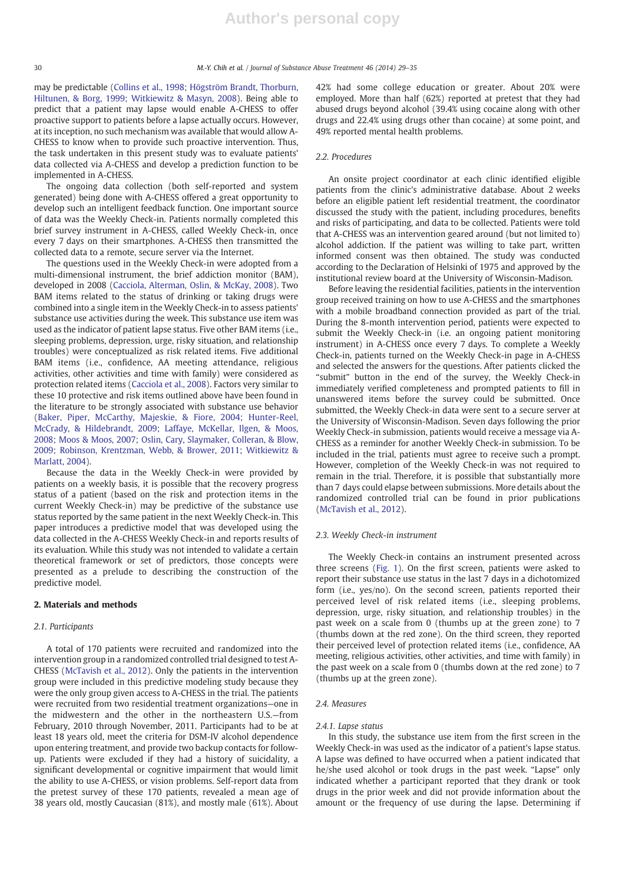may be predictable (Collins et al., 1998; Högström Brandt, Thorburn, Hiltunen, & Borg, 1999; Witkiewitz & Masyn, 2008). Being able to predict that a patient may lapse would enable A-CHESS to offer proactive support to patients before a lapse actually occurs. However, at its inception, no such mechanism was available that would allow A-CHESS to know when to provide such proactive intervention. Thus, the task undertaken in this present study was to evaluate patients' data collected via A-CHESS and develop a prediction function to be implemented in A-CHESS.

The ongoing data collection (both self-reported and system generated) being done with A-CHESS offered a great opportunity to develop such an intelligent feedback function. One important source of data was the Weekly Check-in. Patients normally completed this brief survey instrument in A-CHESS, called Weekly Check-in, once every 7 days on their smartphones. A-CHESS then transmitted the collected data to a remote, secure server via the Internet.

The questions used in the Weekly Check-in were adopted from a multi-dimensional instrument, the brief addiction monitor (BAM), developed in 2008 (Cacciola, Alterman, Oslin, & McKay, 2008). Two BAM items related to the status of drinking or taking drugs were combined into a single item in the Weekly Check-in to assess patients' substance use activities during the week. This substance use item was used as the indicator of patient lapse status. Five other BAM items (i.e., sleeping problems, depression, urge, risky situation, and relationship troubles) were conceptualized as risk related items. Five additional BAM items (i.e., confidence, AA meeting attendance, religious activities, other activities and time with family) were considered as protection related items (Cacciola et al., 2008). Factors very similar to these 10 protective and risk items outlined above have been found in the literature to be strongly associated with substance use behavior (Baker, Piper, McCarthy, Majeskie, & Fiore, 2004; Hunter-Reel, McCrady, & Hildebrandt, 2009; Laffaye, McKellar, Ilgen, & Moos, 2008; Moos & Moos, 2007; Oslin, Cary, Slaymaker, Colleran, & Blow, 2009; Robinson, Krentzman, Webb, & Brower, 2011; Witkiewitz & Marlatt, 2004).

Because the data in the Weekly Check-in were provided by patients on a weekly basis, it is possible that the recovery progress status of a patient (based on the risk and protection items in the current Weekly Check-in) may be predictive of the substance use status reported by the same patient in the next Weekly Check-in. This paper introduces a predictive model that was developed using the data collected in the A-CHESS Weekly Check-in and reports results of its evaluation. While this study was not intended to validate a certain theoretical framework or set of predictors, those concepts were presented as a prelude to describing the construction of the predictive model.

## 2. Materials and methods

### 2.1. Participants

A total of 170 patients were recruited and randomized into the intervention group in a randomized controlled trial designed to test A-CHESS (McTavish et al., 2012). Only the patients in the intervention group were included in this predictive modeling study because they were the only group given access to A-CHESS in the trial. The patients were recruited from two residential treatment organizations—one in the midwestern and the other in the northeastern U.S.—from February, 2010 through November, 2011. Participants had to be at least 18 years old, meet the criteria for DSM-IV alcohol dependence upon entering treatment, and provide two backup contacts for follow-up. Patients were excluded if they had a history of suicidality, a significant developmental or cognitive impairment that would limit the ability to use A-CHESS, or vision problems. Self-report data from the pretest survey of these 170 patients, revealed a mean age of 38 years old, mostly Caucasian (81%), and mostly male (61%). About 42% had some college education or greater. About 20% were employed. More than half (62%) reported at pretest that they had abused drugs beyond alcohol (39.4% using cocaine along with other drugs and 22.4% using drugs other than cocaine) at some point, and 49% reported mental health problems.

### 2.2. Procedures

An onsite project coordinator at each clinic identified eligible patients from the clinic's administrative database. About 2 weeks before an eligible patient left residential treatment, the coordinator discussed the study with the patient, including procedures, benefits and risks of participating, and data to be collected. Patients were told that A-CHESS was an intervention geared around (but not limited to) alcohol addiction. If the patient was willing to take part, written informed consent was then obtained. The study was conducted according to the Declaration of Helsinki of 1975 and approved by the institutional review board at the University of Wisconsin-Madison.

Before leaving the residential facilities, patients in the intervention group received training on how to use A-CHESS and the smartphones with a mobile broadband connection provided as part of the trial. During the 8-month intervention period, patients were expected to submit the Weekly Check-in (i.e. an ongoing patient monitoring instrument) in A-CHESS once every 7 days. To complete a Weekly Check-in, patients turned on the Weekly Check-in page in A-CHESS and selected the answers for the questions. After patients clicked the "submit" button in the end of the survey, the Weekly Check-in immediately verified completeness and prompted patients to fill in unanswered items before the survey could be submitted. Once submitted, the Weekly Check-in data were sent to a secure server at the University of Wisconsin-Madison. Seven days following the prior Weekly Check-in submission, patients would receive a message via A-CHESS as a reminder for another Weekly Check-in submission. To be included in the trial, patients must agree to receive such a prompt. However, completion of the Weekly Check-in was not required to remain in the trial. Therefore, it is possible that substantially more than 7 days could elapse between submissions. More details about the randomized controlled trial can be found in prior publications (McTavish et al., 2012).

### 2.3. Weekly Check-in instrument

The Weekly Check-in contains an instrument presented across three screens (Fig. 1). On the first screen, patients were asked to report their substance use status in the last 7 days in a dichotomized form (i.e., yes/no). On the second screen, patients reported their perceived level of risk related items (i.e., sleeping problems, depression, urge, risky situation, and relationship troubles) in the past week on a scale from 0 (thumbs up at the green zone) to 7 (thumbs down at the red zone). On the third screen, they reported their perceived level of protection related items (i.e., confidence, AA meeting, religious activities, other activities, and time with family) in the past week on a scale from 0 (thumbs down at the red zone) to 7 (thumbs up at the green zone).

### 2.4. Measures

#### 2.4.1. Lapse status

In this study, the substance use item from the first screen in the Weekly Check-in was used as the indicator of a patient's lapse status. A lapse was defined to have occurred when a patient indicated that he/she used alcohol or took drugs in the past week. "Lapse" only indicated whether a participant reported that they drank or took drugs in the prior week and did not provide information about the amount or the frequency of use during the lapse. Determining if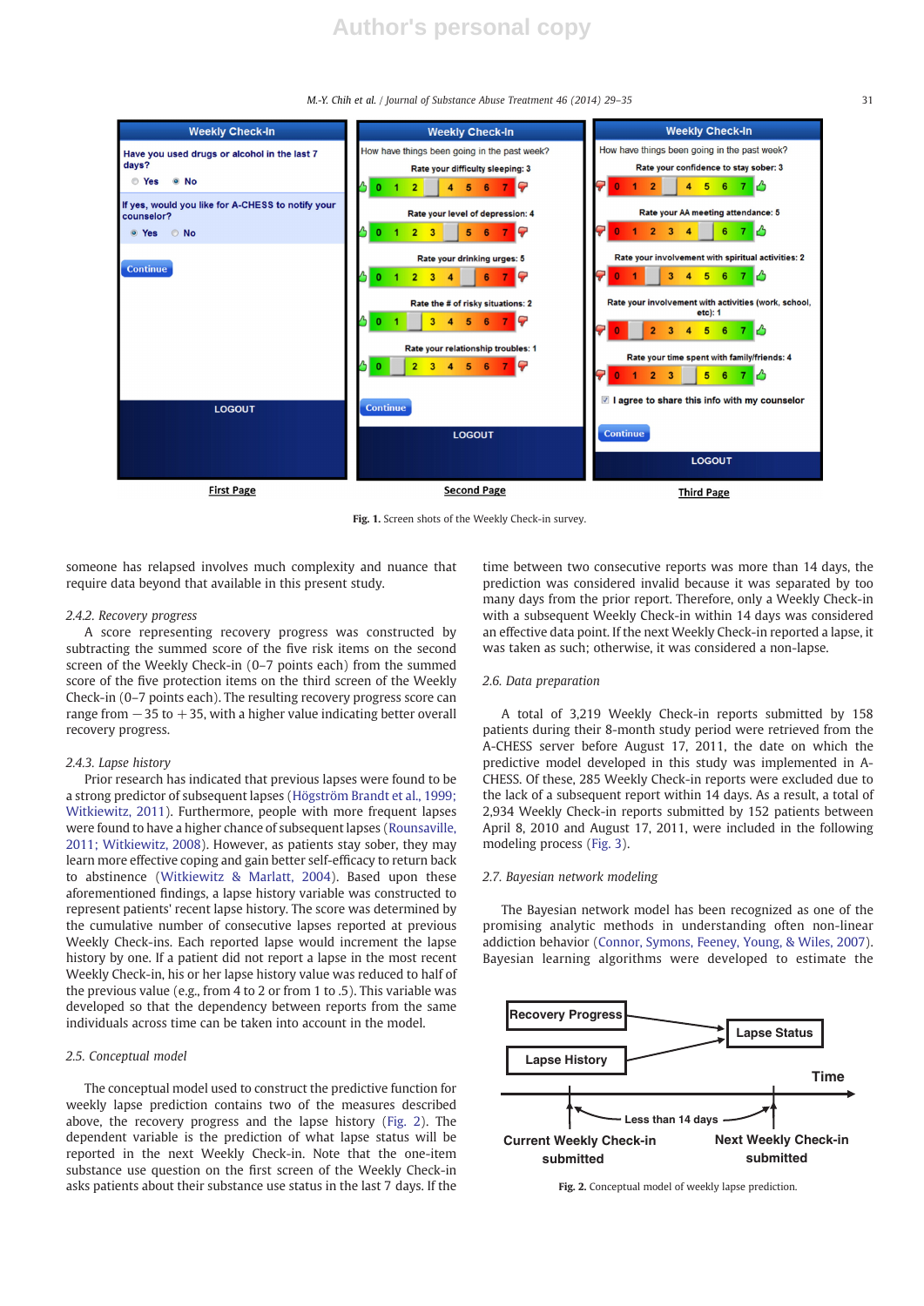Fig. 1. Screen shots of the Weekly Check-in survey.

someone has relapsed involves much complexity and nuance that require data beyond that available in this present study.

### 2.4.2. Recovery progress

A score representing recovery progress was constructed by subtracting the summed score of the five risk items on the second screen of the Weekly Check-in (0–7 points each) from the summed score of the five protection items on the third screen of the Weekly Check-in (0–7 points each). The resulting recovery progress score can range from −35 to +35, with a higher value indicating better overall recovery progress.

### 2.4.3. Lapse history

Prior research has indicated that previous lapses were found to be a strong predictor of subsequent lapses (Högström Brandt et al., 1999; Witkiewitz, 2011). Furthermore, people with more frequent lapses were found to have a higher chance of subsequent lapses (Rounsaville, 2011; Witkiewitz, 2008). However, as patients stay sober, they may learn more effective coping and gain better self-efficacy to return back to abstinence (Witkiewitz & Marlatt, 2004). Based upon these aforementioned findings, a lapse history variable was constructed to represent patients' recent lapse history. The score was determined by the cumulative number of consecutive lapses reported at previous Weekly Check-ins. Each reported lapse would increment the lapse history by one. If a patient did not report a lapse in the most recent Weekly Check-in, his or her lapse history value was reduced to half of the previous value (e.g., from 4 to 2 or from 1 to .5). This variable was developed so that the dependency between reports from the same individuals across time can be taken into account in the model.

## 2.5. Conceptual model

The conceptual model used to construct the predictive function for weekly lapse prediction contains two of the measures described above, the recovery progress and the lapse history (Fig. 2). The dependent variable is the prediction of what lapse status will be reported in the next Weekly Check-in. Note that the one-item substance use question on the first screen of the Weekly Check-in asks patients about their substance use status in the last 7 days. If the time between two consecutive reports was more than 14 days, the prediction was considered invalid because it was separated by too many days from the prior report. Therefore, only a Weekly Check-in with a subsequent Weekly Check-in within 14 days was considered an effective data point. If the next Weekly Check-in reported a lapse, it was taken as such; otherwise, it was considered a non-lapse.

## 2.6. Data preparation

A total of 3,219 Weekly Check-in reports submitted by 158 patients during their 8-month study period were retrieved from the A-CHESS server before August 17, 2011, the date on which the predictive model developed in this study was implemented in A-CHESS. Of these, 285 Weekly Check-in reports were excluded due to the lack of a subsequent report within 14 days. As a result, a total of 2,934 Weekly Check-in reports submitted by 152 patients between April 8, 2010 and August 17, 2011, were included in the following modeling process (Fig. 3).

## 2.7. Bayesian network modeling

The Bayesian network model has been recognized as one of the promising analytic methods in understanding often non-linear addiction behavior (Connor, Symons, Feeney, Young, & Wiles, 2007). Bayesian learning algorithms were developed to estimate the

Fig. 2. Conceptual model of weekly lapse prediction.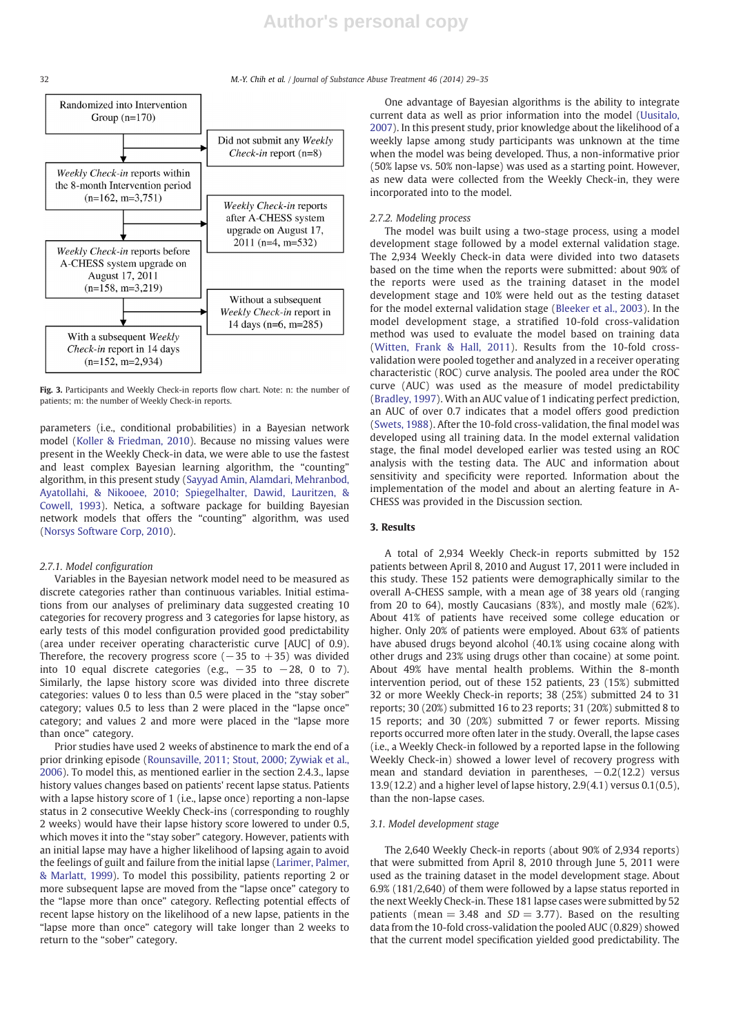Randomized into Intervention Group (n=170)

Did not submit any *Weekly Check-in* report (n=8)

*Weekly Check-in* reports within the 8-month Intervention period (n=162, m=3,751)

*Weekly Check-in* reports after A-CHESS system upgrade on August 17, 2011 (n=4, m=532)

*Weekly Check-in* reports before A-CHESS system upgrade on August 17, 2011 (n=158, m=3,219)

Without a subsequent *Weekly Check-in* report in 14 days (n=6, m=285)

With a subsequent *Weekly Check-in* report in 14 days (n=152, m=2,934)

**Fig. 3.** Participants and Weekly Check-in reports flow chart. Note: n: the number of patients; m: the number of Weekly Check-in reports.

parameters (i.e., conditional probabilities) in a Bayesian network model (Koller & Friedman, 2010). Because no missing values were present in the Weekly Check-in data, we were able to use the fastest and least complex Bayesian learning algorithm, the "counting" algorithm, in this present study (Sayyad Amin, Alamdari, Mehranbod, Ayatollahi, & Nikooee, 2010; Spiegelhalter, Dawid, Lauritzen, & Cowell, 1993). Netica, a software package for building Bayesian network models that offers the "counting" algorithm, was used (Norsys Software Corp, 2010).

*2.7.1. Model configuration*

Variables in the Bayesian network model need to be measured as discrete categories rather than continuous variables. Initial estimations from our analyses of preliminary data suggested creating 10 categories for recovery progress and 3 categories for lapse history, as early tests of this model configuration provided good predictability (area under receiver operating characteristic curve [AUC] of 0.9). Therefore, the recovery progress score (−35 to +35) was divided into 10 equal discrete categories (e.g., −35 to −28, 0 to 7). Similarly, the lapse history score was divided into three discrete categories: values 0 to less than 0.5 were placed in the "stay sober" category; values 0.5 to less than 2 were placed in the "lapse once" category; and values 2 and more were placed in the "lapse more than once" category.

Prior studies have used 2 weeks of abstinence to mark the end of a prior drinking episode (Rounsaville, 2011; Stout, 2000; Zywiak et al., 2006). To model this, as mentioned earlier in the section 2.4.3., lapse history values changes based on patients' recent lapse status. Patients with a lapse history score of 1 (i.e., lapse once) reporting a non-lapse status in 2 consecutive Weekly Check-ins (corresponding to roughly 2 weeks) would have their lapse history score lowered to under 0.5, which moves it into the "stay sober" category. However, patients with an initial lapse may have a higher likelihood of lapsing again to avoid the feelings of guilt and failure from the initial lapse (Larimer, Palmer, & Marlatt, 1999). To model this possibility, patients reporting 2 or more subsequent lapse are moved from the "lapse once" category to the "lapse more than once" category. Reflecting potential effects of recent lapse history on the likelihood of a new lapse, patients in the "lapse more than once" category will take longer than 2 weeks to return to the "sober" category.

One advantage of Bayesian algorithms is the ability to integrate current data as well as prior information into the model (Uusitalo, 2007). In this present study, prior knowledge about the likelihood of a weekly lapse among study participants was unknown at the time when the model was being developed. Thus, a non-informative prior (50% lapse vs. 50% non-lapse) was used as a starting point. However, as new data were collected from the Weekly Check-in, they were incorporated into to the model.

*2.7.2. Modeling process*

The model was built using a two-stage process, using a model development stage followed by a model external validation stage. The 2,934 Weekly Check-in data were divided into two datasets based on the time when the reports were submitted: about 90% of the reports were used as the training dataset in the model development stage and 10% were held out as the testing dataset for the model external validation stage (Bleeker et al., 2003). In the model development stage, a stratified 10-fold cross-validation method was used to evaluate the model based on training data (Witten, Frank & Hall, 2011). Results from the 10-fold cross-validation were pooled together and analyzed in a receiver operating characteristic (ROC) curve analysis. The pooled area under the ROC curve (AUC) was used as the measure of model predictability (Bradley, 1997). With an AUC value of 1 indicating perfect prediction, an AUC of over 0.7 indicates that a model offers good prediction (Swets, 1988). After the 10-fold cross-validation, the final model was developed using all training data. In the model external validation stage, the final model developed earlier was tested using an ROC analysis with the testing data. The AUC and information about sensitivity and specificity were reported. Information about the implementation of the model and about an alerting feature in A-CHESS was provided in the Discussion section.

## 3. Results

A total of 2,934 Weekly Check-in reports submitted by 152 patients between April 8, 2010 and August 17, 2011 were included in this study. These 152 patients were demographically similar to the overall A-CHESS sample, with a mean age of 38 years old (ranging from 20 to 64), mostly Caucasians (83%), and mostly male (62%). About 41% of patients have received some college education or higher. Only 20% of patients were employed. About 63% of patients have abused drugs beyond alcohol (40.1% using cocaine along with other drugs and 23% using drugs other than cocaine) at some point. About 49% have mental health problems. Within the 8-month intervention period, out of these 152 patients, 23 (15%) submitted 32 or more Weekly Check-in reports; 38 (25%) submitted 24 to 31 reports; 30 (20%) submitted 16 to 23 reports; 31 (20%) submitted 8 to 15 reports; and 30 (20%) submitted 7 or fewer reports. Missing reports occurred more often later in the study. Overall, the lapse cases (i.e., a Weekly Check-in followed by a reported lapse in the following Weekly Check-in) showed a lower level of recovery progress with mean and standard deviation in parentheses, −0.2(12.2) versus 13.9(12.2) and a higher level of lapse history, 2.9(4.1) versus 0.1(0.5), than the non-lapse cases.

### 3.1. Model development stage

The 2,640 Weekly Check-in reports (about 90% of 2,934 reports) that were submitted from April 8, 2010 through June 5, 2011 were used as the training dataset in the model development stage. About 6.9% (181/2,640) of them were followed by a lapse status reported in the next Weekly Check-in. These 181 lapse cases were submitted by 52 patients (mean = 3.48 and *SD* = 3.77). Based on the resulting data from the 10-fold cross-validation the pooled AUC (0.829) showed that the current model specification yielded good predictability. The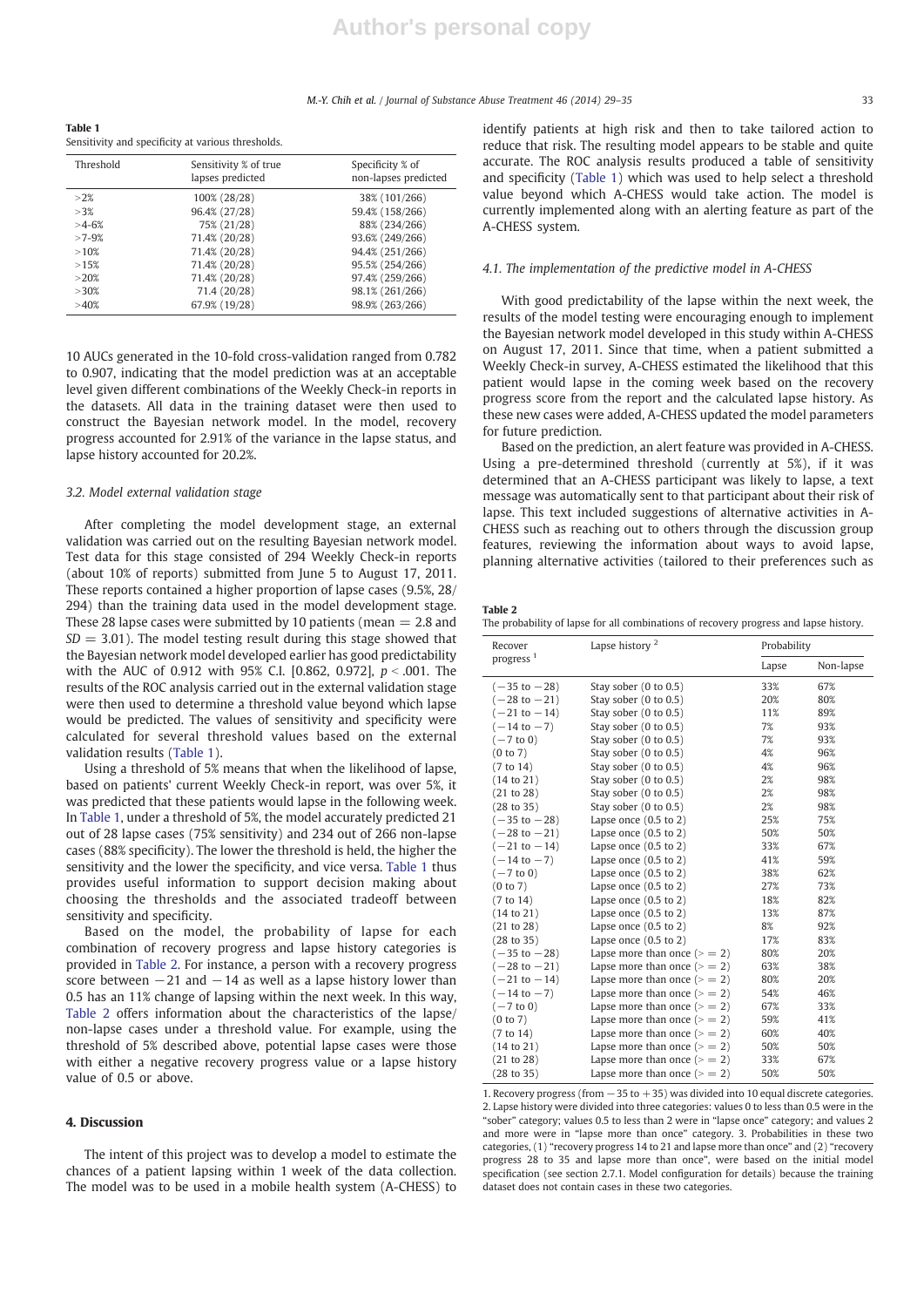**Table 1**
Sensitivity and specificity at various thresholds.

| Threshold | Sensitivity % of true lapses predicted | Specificity % of non-lapses predicted |
|---|---|---|
| >2% | 100% (28/28) | 38% (101/266) |
| >3% | 96.4% (27/28) | 59.4% (158/266) |
| >4-6% | 75% (21/28) | 88% (234/266) |
| >7-9% | 71.4% (20/28) | 93.6% (249/266) |
| >10% | 71.4% (20/28) | 94.4% (251/266) |
| >15% | 71.4% (20/28) | 95.5% (254/266) |
| >20% | 71.4% (20/28) | 97.4% (259/266) |
| >30% | 71.4 (20/28) | 98.1% (261/266) |
| >40% | 67.9% (19/28) | 98.9% (263/266) |

10 AUCs generated in the 10-fold cross-validation ranged from 0.782 to 0.907, indicating that the model prediction was at an acceptable level given different combinations of the Weekly Check-in reports in the datasets. All data in the training dataset were then used to construct the Bayesian network model. In the model, recovery progress accounted for 2.91% of the variance in the lapse status, and lapse history accounted for 20.2%.

### 3.2. Model external validation stage

After completing the model development stage, an external validation was carried out on the resulting Bayesian network model. Test data for this stage consisted of 294 Weekly Check-in reports (about 10% of reports) submitted from June 5 to August 17, 2011. These reports contained a higher proportion of lapse cases (9.5%, 28/294) than the training data used in the model development stage. These 28 lapse cases were submitted by 10 patients (mean = 2.8 and $SD = 3.01$). The model testing result during this stage showed that the Bayesian network model developed earlier has good predictability with the AUC of 0.912 with 95% C.I. [0.862, 0.972], $p < .001$. The results of the ROC analysis carried out in the external validation stage were then used to determine a threshold value beyond which lapse would be predicted. The values of sensitivity and specificity were calculated for several threshold values based on the external validation results (Table 1).

Using a threshold of 5% means that when the likelihood of lapse, based on patients' current Weekly Check-in report, was over 5%, it was predicted that these patients would lapse in the following week. In Table 1, under a threshold of 5%, the model accurately predicted 21 out of 28 lapse cases (75% sensitivity) and 234 out of 266 non-lapse cases (88% specificity). The lower the threshold is held, the higher the sensitivity and the lower the specificity, and vice versa. Table 1 thus provides useful information to support decision making about choosing the thresholds and the associated tradeoff between sensitivity and specificity.

Based on the model, the probability of lapse for each combination of recovery progress and lapse history categories is provided in Table 2. For instance, a person with a recovery progress score between −21 and −14 as well as a lapse history lower than 0.5 has an 11% change of lapsing within the next week. In this way, Table 2 offers information about the characteristics of the lapse/non-lapse cases under a threshold value. For example, using the threshold of 5% described above, potential lapse cases were those with either a negative recovery progress value or a lapse history value of 0.5 or above.

## 4. Discussion

The intent of this project was to develop a model to estimate the chances of a patient lapsing within 1 week of the data collection. The model was to be used in a mobile health system (A-CHESS) to identify patients at high risk and then to take tailored action to reduce that risk. The resulting model appears to be stable and quite accurate. The ROC analysis results produced a table of sensitivity and specificity (Table 1) which was used to help select a threshold value beyond which A-CHESS would take action. The model is currently implemented along with an alerting feature as part of the A-CHESS system.

### 4.1. The implementation of the predictive model in A-CHESS

With good predictability of the lapse within the next week, the results of the model testing were encouraging enough to implement the Bayesian network model developed in this study within A-CHESS on August 17, 2011. Since that time, when a patient submitted a Weekly Check-in survey, A-CHESS estimated the likelihood that this patient would lapse in the coming week based on the recovery progress score from the report and the calculated lapse history. As these new cases were added, A-CHESS updated the model parameters for future prediction.

Based on the prediction, an alert feature was provided in A-CHESS. Using a pre-determined threshold (currently at 5%), if it was determined that an A-CHESS participant was likely to lapse, a text message was automatically sent to that participant about their risk of lapse. This text included suggestions of alternative activities in A-CHESS such as reaching out to others through the discussion group features, reviewing the information about ways to avoid lapse, planning alternative activities (tailored to their preferences such as

**Table 2**
The probability of lapse for all combinations of recovery progress and lapse history.

| Recover progress [1] | Lapse history [2] | Probability | |
|---|---|---|---|
| | | Lapse | Non-lapse |
| (−35 to −28) | Stay sober (0 to 0.5) | 33% | 67% |
| (−28 to −21) | Stay sober (0 to 0.5) | 20% | 80% |
| (−21 to −14) | Stay sober (0 to 0.5) | 11% | 89% |
| (−14 to −7) | Stay sober (0 to 0.5) | 7% | 93% |
| (−7 to 0) | Stay sober (0 to 0.5) | 7% | 93% |
| (0 to 7) | Stay sober (0 to 0.5) | 4% | 96% |
| (7 to 14) | Stay sober (0 to 0.5) | 4% | 96% |
| (14 to 21) | Stay sober (0 to 0.5) | 2% | 98% |
| (21 to 28) | Stay sober (0 to 0.5) | 2% | 98% |
| (28 to 35) | Stay sober (0 to 0.5) | 2% | 98% |
| (−35 to −28) | Lapse once (0.5 to 2) | 25% | 75% |
| (−28 to −21) | Lapse once (0.5 to 2) | 50% | 50% |
| (−21 to −14) | Lapse once (0.5 to 2) | 33% | 67% |
| (−14 to −7) | Lapse once (0.5 to 2) | 41% | 59% |
| (−7 to 0) | Lapse once (0.5 to 2) | 38% | 62% |
| (0 to 7) | Lapse once (0.5 to 2) | 27% | 73% |
| (7 to 14) | Lapse once (0.5 to 2) | 18% | 82% |
| (14 to 21) | Lapse once (0.5 to 2) | 13% | 87% |
| (21 to 28) | Lapse once (0.5 to 2) | 8% | 92% |
| (28 to 35) | Lapse once (0.5 to 2) | 17% | 83% |
| (−35 to −28) | Lapse more than once (>= 2) | 80% | 20% |
| (−28 to −21) | Lapse more than once (>= 2) | 63% | 38% |
| (−21 to −14) | Lapse more than once (>= 2) | 80% | 20% |
| (−14 to −7) | Lapse more than once (>= 2) | 54% | 46% |
| (−7 to 0) | Lapse more than once (>= 2) | 67% | 33% |
| (0 to 7) | Lapse more than once (>= 2) | 59% | 41% |
| (7 to 14) | Lapse more than once (>= 2) | 60% | 40% |
| (14 to 21) | Lapse more than once (>= 2) | 50% | 50% |
| (21 to 28) | Lapse more than once (>= 2) | 33% | 67% |
| (28 to 35) | Lapse more than once (>= 2) | 50% | 50% |

1. Recovery progress (from −35 to +35) was divided into 10 equal discrete categories.
2. Lapse history were divided into three categories: values 0 to less than 0.5 were in the "sober" category; values 0.5 to less than 2 were in "lapse once" category; and values 2 and more were in "lapse more than once" category. 3. Probabilities in these two categories, (1) "recovery progress 14 to 21 and lapse more than once" and (2) "recovery progress 28 to 35 and lapse more than once", were based on the initial model specification (see section 2.7.1. Model configuration for details) because the training dataset does not contain cases in these two categories.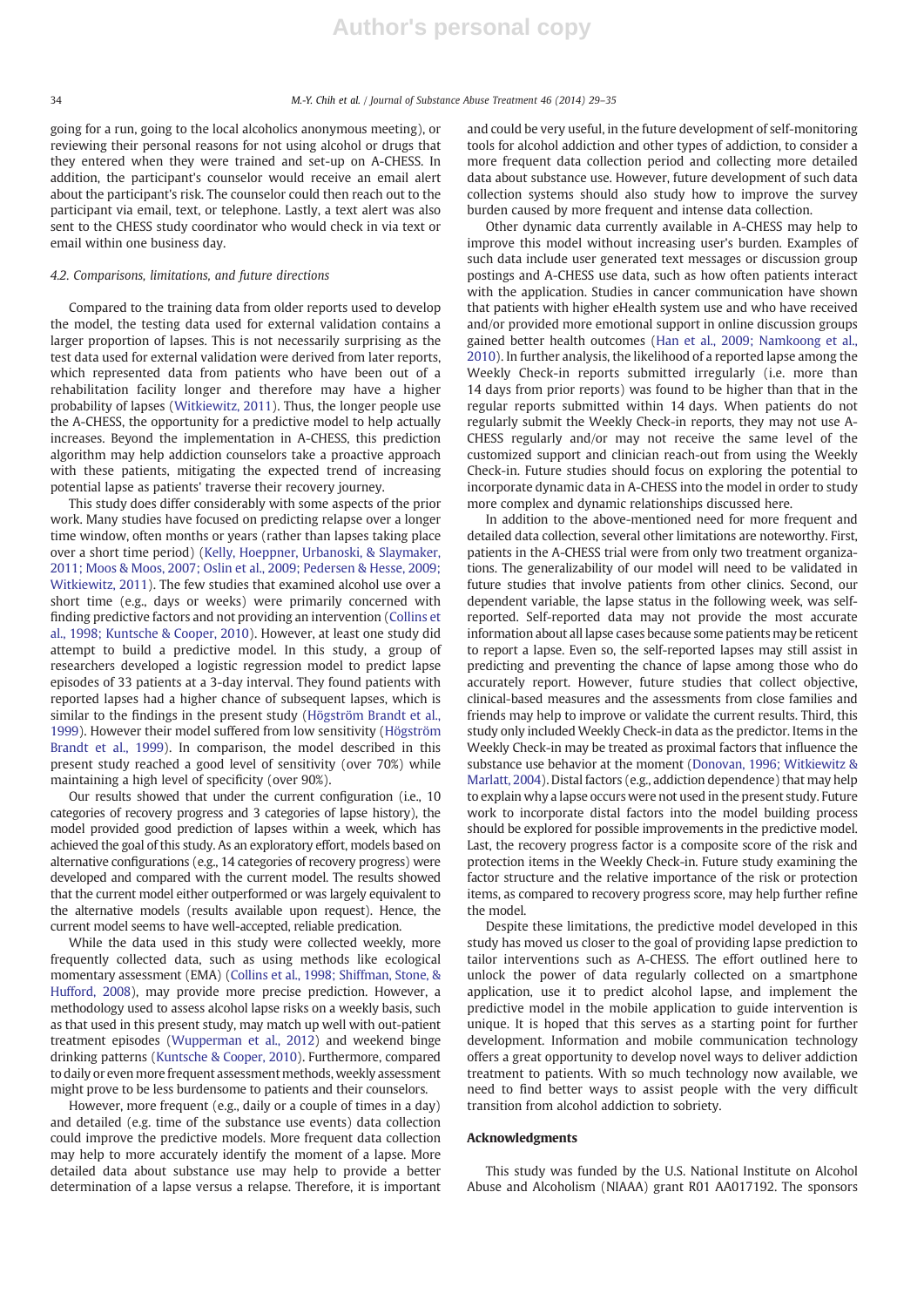going for a run, going to the local alcoholics anonymous meeting), or reviewing their personal reasons for not using alcohol or drugs that they entered when they were trained and set-up on A-CHESS. In addition, the participant's counselor would receive an email alert about the participant's risk. The counselor could then reach out to the participant via email, text, or telephone. Lastly, a text alert was also sent to the CHESS study coordinator who would check in via text or email within one business day.

### 4.2. Comparisons, limitations, and future directions

Compared to the training data from older reports used to develop the model, the testing data used for external validation contains a larger proportion of lapses. This is not necessarily surprising as the test data used for external validation were derived from later reports, which represented data from patients who have been out of a rehabilitation facility longer and therefore may have a higher probability of lapses (Witkiewitz, 2011). Thus, the longer people use the A-CHESS, the opportunity for a predictive model to help actually increases. Beyond the implementation in A-CHESS, this prediction algorithm may help addiction counselors take a proactive approach with these patients, mitigating the expected trend of increasing potential lapse as patients' traverse their recovery journey.

This study does differ considerably with some aspects of the prior work. Many studies have focused on predicting relapse over a longer time window, often months or years (rather than lapses taking place over a short time period) (Kelly, Hoeppner, Urbanoski, & Slaymaker, 2011; Moos & Moos, 2007; Oslin et al., 2009; Pedersen & Hesse, 2009; Witkiewitz, 2011). The few studies that examined alcohol use over a short time (e.g., days or weeks) were primarily concerned with finding predictive factors and not providing an intervention (Collins et al., 1998; Kuntsche & Cooper, 2010). However, at least one study did attempt to build a predictive model. In this study, a group of researchers developed a logistic regression model to predict lapse episodes of 33 patients at a 3-day interval. They found patients with reported lapses had a higher chance of subsequent lapses, which is similar to the findings in the present study (Högström Brandt et al., 1999). However their model suffered from low sensitivity (Högström Brandt et al., 1999). In comparison, the model described in this present study reached a good level of sensitivity (over 70%) while maintaining a high level of specificity (over 90%).

Our results showed that under the current configuration (i.e., 10 categories of recovery progress and 3 categories of lapse history), the model provided good prediction of lapses within a week, which has achieved the goal of this study. As an exploratory effort, models based on alternative configurations (e.g., 14 categories of recovery progress) were developed and compared with the current model. The results showed that the current model either outperformed or was largely equivalent to the alternative models (results available upon request). Hence, the current model seems to have well-accepted, reliable predication.

While the data used in this study were collected weekly, more frequently collected data, such as using methods like ecological momentary assessment (EMA) (Collins et al., 1998; Shiffman, Stone, & Hufford, 2008), may provide more precise prediction. However, a methodology used to assess alcohol lapse risks on a weekly basis, such as that used in this present study, may match up well with out-patient treatment episodes (Wupperman et al., 2012) and weekend binge drinking patterns (Kuntsche & Cooper, 2010). Furthermore, compared to daily or even more frequent assessment methods, weekly assessment might prove to be less burdensome to patients and their counselors.

However, more frequent (e.g., daily or a couple of times in a day) and detailed (e.g. time of the substance use events) data collection could improve the predictive models. More frequent data collection may help to more accurately identify the moment of a lapse. More detailed data about substance use may help to provide a better determination of a lapse versus a relapse. Therefore, it is important and could be very useful, in the future development of self-monitoring tools for alcohol addiction and other types of addiction, to consider a more frequent data collection period and collecting more detailed data about substance use. However, future development of such data collection systems should also study how to improve the survey burden caused by more frequent and intense data collection.

Other dynamic data currently available in A-CHESS may help to improve this model without increasing user's burden. Examples of such data include user generated text messages or discussion group postings and A-CHESS use data, such as how often patients interact with the application. Studies in cancer communication have shown that patients with higher eHealth system use and who have received and/or provided more emotional support in online discussion groups gained better health outcomes (Han et al., 2009; Namkoong et al., 2010). In further analysis, the likelihood of a reported lapse among the Weekly Check-in reports submitted irregularly (i.e. more than 14 days from prior reports) was found to be higher than that in the regular reports submitted within 14 days. When patients do not regularly submit the Weekly Check-in reports, they may not use A-CHESS regularly and/or may not receive the same level of the customized support and clinician reach-out from using the Weekly Check-in. Future studies should focus on exploring the potential to incorporate dynamic data in A-CHESS into the model in order to study more complex and dynamic relationships discussed here.

In addition to the above-mentioned need for more frequent and detailed data collection, several other limitations are noteworthy. First, patients in the A-CHESS trial were from only two treatment organizations. The generalizability of our model will need to be validated in future studies that involve patients from other clinics. Second, our dependent variable, the lapse status in the following week, was self-reported. Self-reported data may not provide the most accurate information about all lapse cases because some patients may be reticent to report a lapse. Even so, the self-reported lapses may still assist in predicting and preventing the chance of lapse among those who do accurately report. However, future studies that collect objective, clinical-based measures and the assessments from close families and friends may help to improve or validate the current results. Third, this study only included Weekly Check-in data as the predictor. Items in the Weekly Check-in may be treated as proximal factors that influence the substance use behavior at the moment (Donovan, 1996; Witkiewitz & Marlatt, 2004). Distal factors (e.g., addiction dependence) that may help to explain why a lapse occurs were not used in the present study. Future work to incorporate distal factors into the model building process should be explored for possible improvements in the predictive model. Last, the recovery progress factor is a composite score of the risk and protection items in the Weekly Check-in. Future study examining the factor structure and the relative importance of the risk or protection items, as compared to recovery progress score, may help further refine the model.

Despite these limitations, the predictive model developed in this study has moved us closer to the goal of providing lapse prediction to tailor interventions such as A-CHESS. The effort outlined here to unlock the power of data regularly collected on a smartphone application, use it to predict alcohol lapse, and implement the predictive model in the mobile application to guide intervention is unique. It is hoped that this serves as a starting point for further development. Information and mobile communication technology offers a great opportunity to develop novel ways to deliver addiction treatment to patients. With so much technology now available, we need to find better ways to assist people with the very difficult transition from alcohol addiction to sobriety.

## Acknowledgments

This study was funded by the U.S. National Institute on Alcohol Abuse and Alcoholism (NIAAA) grant R01 AA017192. The sponsors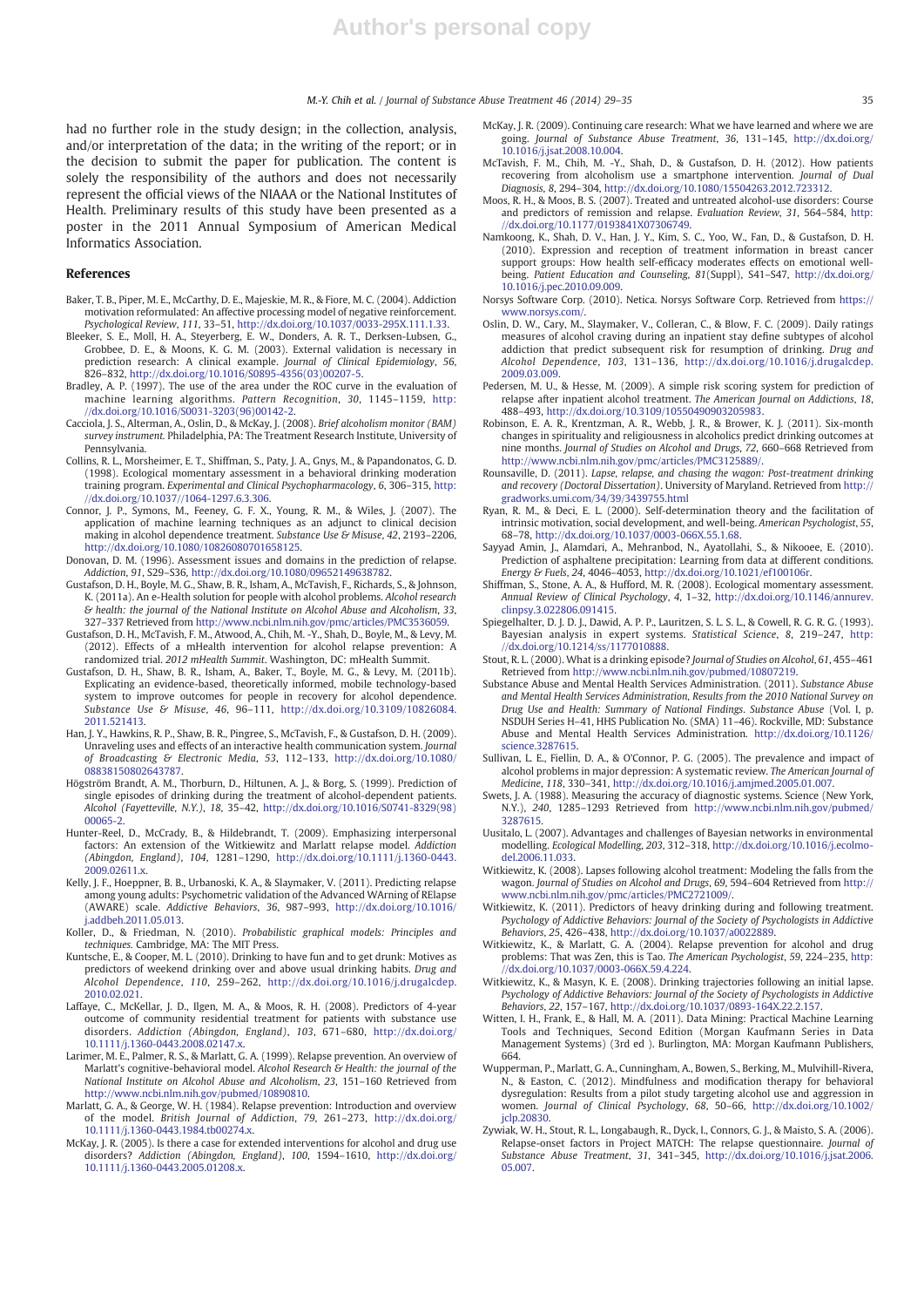had no further role in the study design; in the collection, analysis, and/or interpretation of the data; in the writing of the report; or in the decision to submit the paper for publication. The content is solely the responsibility of the authors and does not necessarily represent the official views of the NIAAA or the National Institutes of Health. Preliminary results of this study have been presented as a poster in the 2011 Annual Symposium of American Medical Informatics Association.

## References

Baker, T. B., Piper, M. E., McCarthy, D. E., Majeskie, M. R., & Fiore, M. C. (2004). Addiction motivation reformulated: An affective processing model of negative reinforcement. *Psychological Review*, *111*, 33–51, http://dx.doi.org/10.1037/0033-295X.111.1.33.

Bleeker, S. E., Moll, H. A., Steyerberg, E. W., Donders, A. R. T., Derksen-Lubsen, G., Grobbee, D. E., & Moons, K. G. M. (2003). External validation is necessary in prediction research: A clinical example. *Journal of Clinical Epidemiology*, *56*, 826–832, http://dx.doi.org/10.1016/S0895-4356(03)00207-5.

Bradley, A. P. (1997). The use of the area under the ROC curve in the evaluation of machine learning algorithms. *Pattern Recognition*, *30*, 1145–1159, http://dx.doi.org/10.1016/S0031-3203(96)00142-2.

Cacciola, J. S., Alterman, A., Oslin, D., & McKay, J. (2008). *Brief alcoholism monitor (BAM) survey instrument.* Philadelphia, PA: The Treatment Research Institute, University of Pennsylvania.

Collins, R. L., Morsheimer, E. T., Shiffman, S., Paty, J. A., Gnys, M., & Papandonatos, G. D. (1998). Ecological momentary assessment in a behavioral drinking moderation training program. *Experimental and Clinical Psychopharmacology*, *6*, 306–315, http://dx.doi.org/10.1037//1064-1297.6.3.306.

Connor, J. P., Symons, M., Feeney, G. F. X., Young, R. M., & Wiles, J. (2007). The application of machine learning techniques as an adjunct to clinical decision making in alcohol dependence treatment. *Substance Use & Misuse*, *42*, 2193–2206, http://dx.doi.org/10.1080/10826080701658125.

Donovan, D. M. (1996). Assessment issues and domains in the prediction of relapse. *Addiction*, *91*, S29–S36, http://dx.doi.org/10.1080/09652149638782.

Gustafson, D. H., Boyle, M. G., Shaw, B. R., Isham, A., McTavish, F., Richards, S., & Johnson, K. (2011a). An e-Health solution for people with alcohol problems. *Alcohol research & health: the journal of the National Institute on Alcohol Abuse and Alcoholism*, *33*, 327–337 Retrieved from http://www.ncbi.nlm.nih.gov/pmc/articles/PMC3536059.

Gustafson, D. H., McTavish, F. M., Atwood, A., Chih, M. -Y., Shah, D., Boyle, M., & Levy, M. (2012). Effects of a mHealth intervention for alcohol relapse prevention: A randomized trial. *2012 mHealth Summit*. Washington, DC: mHealth Summit.

Gustafson, D. H., Shaw, B. R., Isham, A., Baker, T., Boyle, M. G., & Levy, M. (2011b). Explicating an evidence-based, theoretically informed, mobile technology-based system to improve outcomes for people in recovery for alcohol dependence. *Substance Use & Misuse*, *46*, 96–111, http://dx.doi.org/10.3109/10826084.2011.521413.

Han, J. Y., Hawkins, R. P., Shaw, B. R., Pingree, S., McTavish, F., & Gustafson, D. H. (2009). Unraveling uses and effects of an interactive health communication system. *Journal of Broadcasting & Electronic Media*, *53*, 112–133, http://dx.doi.org/10.1080/08838150802643787.

Högström Brandt, A. M., Thorburn, D., Hiltunen, A. J., & Borg, S. (1999). Prediction of single episodes of drinking during the treatment of alcohol-dependent patients. *Alcohol (Fayetteville, N.Y.)*, *18*, 35–42, http://dx.doi.org/10.1016/S0741-8329(98)00065-2.

Hunter-Reel, D., McCrady, B., & Hildebrandt, T. (2009). Emphasizing interpersonal factors: An extension of the Witkiewitz and Marlatt relapse model. *Addiction (Abingdon, England)*, *104*, 1281–1290, http://dx.doi.org/10.1111/j.1360-0443.2009.02611.x.

Kelly, J. F., Hoeppner, B. B., Urbanoski, K. A., & Slaymaker, V. (2011). Predicting relapse among young adults: Psychometric validation of the Advanced WArning of RElapse (AWARE) scale. *Addictive Behaviors*, *36*, 987–993, http://dx.doi.org/10.1016/j.addbeh.2011.05.013.

Koller, D., & Friedman, N. (2010). *Probabilistic graphical models: Principles and techniques.* Cambridge, MA: The MIT Press.

Kuntsche, E., & Cooper, M. L. (2010). Drinking to have fun and to get drunk: Motives as predictors of weekend drinking over and above usual drinking habits. *Drug and Alcohol Dependence*, *110*, 259–262, http://dx.doi.org/10.1016/j.drugalcdep.2010.02.021.

Laffaye, C., McKellar, J. D., Ilgen, M. A., & Moos, R. H. (2008). Predictors of 4-year outcome of community residential treatment for patients with substance use disorders. *Addiction (Abingdon, England)*, *103*, 671–680, http://dx.doi.org/10.1111/j.1360-0443.2008.02147.x.

Larimer, M. E., Palmer, R. S., & Marlatt, G. A. (1999). Relapse prevention. An overview of Marlatt's cognitive-behavioral model. *Alcohol Research & Health: the journal of the National Institute on Alcohol Abuse and Alcoholism*, *23*, 151–160 Retrieved from http://www.ncbi.nlm.nih.gov/pubmed/10890810.

Marlatt, G. A., & George, W. H. (1984). Relapse prevention: Introduction and overview of the model. *British Journal of Addiction*, *79*, 261–273, http://dx.doi.org/10.1111/j.1360-0443.1984.tb00274.x.

McKay, J. R. (2005). Is there a case for extended interventions for alcohol and drug use disorders? *Addiction (Abingdon, England)*, *100*, 1594–1610, http://dx.doi.org/10.1111/j.1360-0443.2005.01208.x.

McKay, J. R. (2009). Continuing care research: What we have learned and where we are going. *Journal of Substance Abuse Treatment*, *36*, 131–145, http://dx.doi.org/10.1016/j.jsat.2008.10.004.

McTavish, F. M., Chih, M. -Y., Shah, D., & Gustafson, D. H. (2012). How patients recovering from alcoholism use a smartphone intervention. *Journal of Dual Diagnosis*, *8*, 294–304, http://dx.doi.org/10.1080/15504263.2012.723312.

Moos, R. H., & Moos, B. S. (2007). Treated and untreated alcohol-use disorders: Course and predictors of remission and relapse. *Evaluation Review*, *31*, 564–584, http://dx.doi.org/10.1177/0193841X07306749.

Namkoong, K., Shah, D. V., Han, J. Y., Kim, S. C., Yoo, W., Fan, D., & Gustafson, D. H. (2010). Expression and reception of treatment information in breast cancer support groups: How health self-efficacy moderates effects on emotional well-being. *Patient Education and Counseling*, *81*(Suppl), S41–S47, http://dx.doi.org/10.1016/j.pec.2010.09.009.

Norsys Software Corp. (2010). Netica. Norsys Software Corp. Retrieved from https://www.norsys.com/.

Oslin, D. W., Cary, M., Slaymaker, V., Colleran, C., & Blow, F. C. (2009). Daily ratings measures of alcohol craving during an inpatient stay define subtypes of alcohol addiction that predict subsequent risk for resumption of drinking. *Drug and Alcohol Dependence*, *103*, 131–136, http://dx.doi.org/10.1016/j.drugalcdep.2009.03.009.

Pedersen, M. U., & Hesse, M. (2009). A simple risk scoring system for prediction of relapse after inpatient alcohol treatment. *The American Journal on Addictions*, *18*, 488–493, http://dx.doi.org/10.3109/10550490903205983.

Robinson, E. A. R., Krentzman, A. R., Webb, J. R., & Brower, K. J. (2011). Six-month changes in spirituality and religiousness in alcoholics predict drinking outcomes at nine months. *Journal of Studies on Alcohol and Drugs*, *72*, 660–668 Retrieved from http://www.ncbi.nlm.nih.gov/pmc/articles/PMC3125889/.

Rounsaville, D. (2011). *Lapse, relapse, and chasing the wagon: Post-treatment drinking and recovery (Doctoral Dissertation)*. University of Maryland. Retrieved from http://gradworks.umi.com/34/39/3439755.html

Ryan, R. M., & Deci, E. L. (2000). Self-determination theory and the facilitation of intrinsic motivation, social development, and well-being. *American Psychologist*, *55*, 68–78, http://dx.doi.org/10.1037/0003-066X.55.1.68.

Sayyad Amin, J., Alamdari, A., Mehranbod, N., Ayatollahi, S., & Nikooee, E. (2010). Prediction of asphaltene precipitation: Learning from data at different conditions. *Energy & Fuels*, *24*, 4046–4053, http://dx.doi.org/10.1021/ef100106r.

Shiffman, S., Stone, A. A., & Hufford, M. R. (2008). Ecological momentary assessment. *Annual Review of Clinical Psychology*, *4*, 1–32, http://dx.doi.org/10.1146/annurev.clinpsy.3.022806.091415.

Spiegelhalter, D. J. D. J., Dawid, A. P. P., Lauritzen, S. L. S. L., & Cowell, R. G. R. G. (1993). Bayesian analysis in expert systems. *Statistical Science*, *8*, 219–247, http://dx.doi.org/10.1214/ss/1177010888.

Stout, R. L. (2000). What is a drinking episode? *Journal of Studies on Alcohol*, *61*, 455–461 Retrieved from http://www.ncbi.nlm.nih.gov/pubmed/10807219.

Substance Abuse and Mental Health Services Administration. (2011). *Substance Abuse and Mental Health Services Administration, Results from the 2010 National Survey on Drug Use and Health: Summary of National Findings*. *Substance Abuse* (Vol. I, p. NSDUH Series H–41, HHS Publication No. (SMA) 11–46). Rockville, MD: Substance Abuse and Mental Health Services Administration. http://dx.doi.org/10.1126/science.3287615.

Sullivan, L. E., Fiellin, D. A., & O'Connor, P. G. (2005). The prevalence and impact of alcohol problems in major depression: A systematic review. *The American Journal of Medicine*, *118*, 330–341, http://dx.doi.org/10.1016/j.amjmed.2005.01.007.

Swets, J. A. (1988). Measuring the accuracy of diagnostic systems. Science (New York, N.Y.), *240*, 1285–1293 Retrieved from http://www.ncbi.nlm.nih.gov/pubmed/3287615.

Uusitalo, L. (2007). Advantages and challenges of Bayesian networks in environmental modelling. *Ecological Modelling*, *203*, 312–318, http://dx.doi.org/10.1016/j.ecolmodel.2006.11.033.

Witkiewitz, K. (2008). Lapses following alcohol treatment: Modeling the falls from the wagon. *Journal of Studies on Alcohol and Drugs*, *69*, 594–604 Retrieved from http://www.ncbi.nlm.nih.gov/pmc/articles/PMC2721009/.

Witkiewitz, K. (2011). Predictors of heavy drinking during and following treatment. *Psychology of Addictive Behaviors: Journal of the Society of Psychologists in Addictive Behaviors*, *25*, 426–438, http://dx.doi.org/10.1037/a0022889.

Witkiewitz, K., & Marlatt, G. A. (2004). Relapse prevention for alcohol and drug problems: That was Zen, this is Tao. *The American Psychologist*, *59*, 224–235, http://dx.doi.org/10.1037/0003-066X.59.4.224.

Witkiewitz, K., & Masyn, K. E. (2008). Drinking trajectories following an initial lapse. *Psychology of Addictive Behaviors: Journal of the Society of Psychologists in Addictive Behaviors*, *22*, 157–167, http://dx.doi.org/10.1037/0893-164X.22.2.157.

Witten, I. H., Frank, E., & Hall, M. A. (2011). Data Mining: Practical Machine Learning Tools and Techniques, Second Edition (Morgan Kaufmann Series in Data Management Systems) (3rd ed ). Burlington, MA: Morgan Kaufmann Publishers, 664.

Wupperman, P., Marlatt, G. A., Cunningham, A., Bowen, S., Berking, M., Mulvihill-Rivera, N., & Easton, C. (2012). Mindfulness and modification therapy for behavioral dysregulation: Results from a pilot study targeting alcohol use and aggression in women. *Journal of Clinical Psychology*, *68*, 50–66, http://dx.doi.org/10.1002/jclp.20830.

Zywiak, W. H., Stout, R. L., Longabaugh, R., Dyck, I., Connors, G. J., & Maisto, S. A. (2006). Relapse-onset factors in Project MATCH: The relapse questionnaire. *Journal of Substance Abuse Treatment*, *31*, 341–345, http://dx.doi.org/10.1016/j.jsat.2006.05.007.